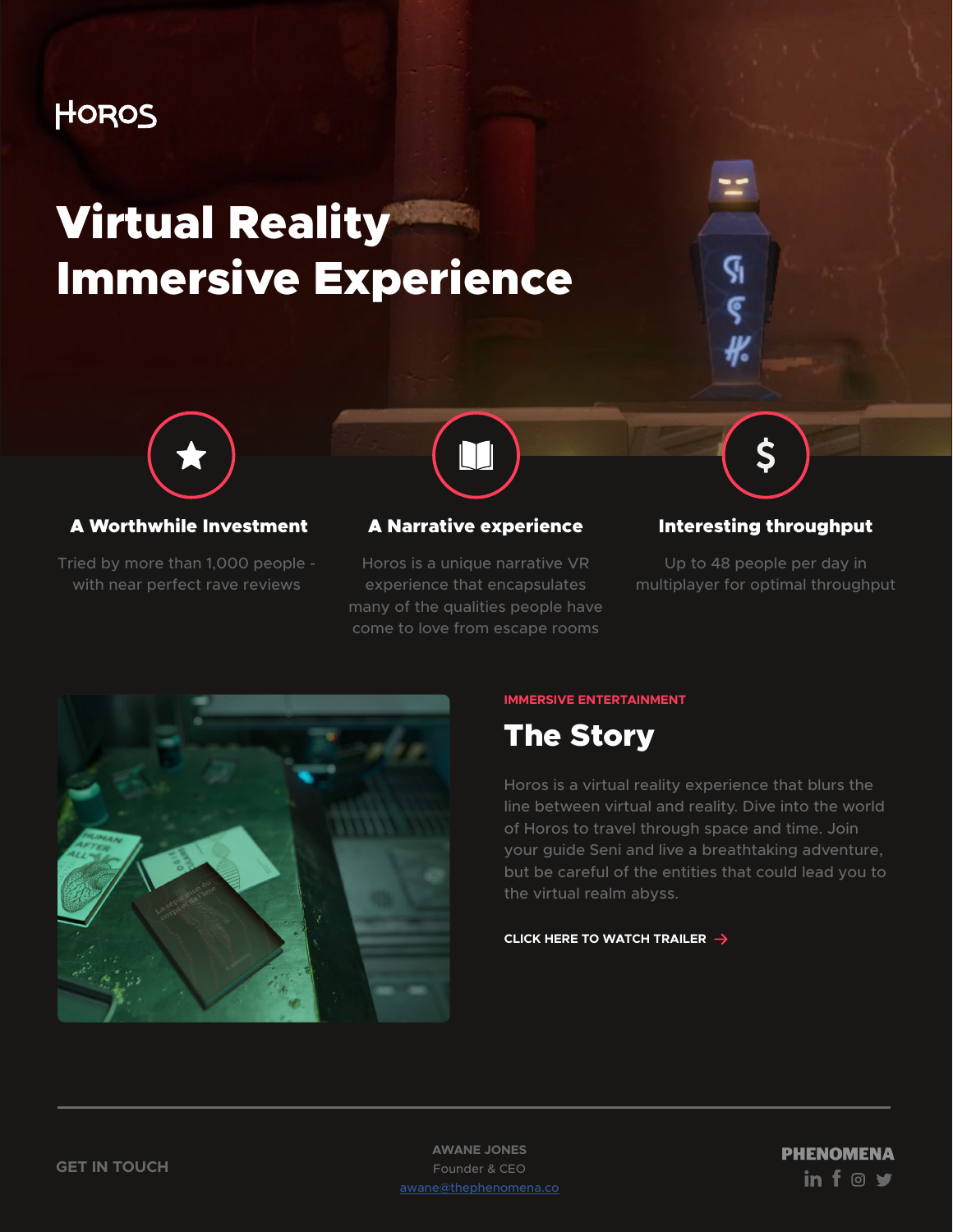HOROS

# Virtual Reality Immersive Experience

### A Worthwhile Investment

Tried by more than 1,000 people - with near perfect rave reviews

### A Narrative experience

Horos is a unique narrative VR experience that encapsulates many of the qualities people have come to love from escape rooms

### Interesting throughput

Up to 48 people per day in multiplayer for optimal throughput

IMMERSIVE ENTERTAINMENT

## The Story

Horos is a virtual reality experience that blurs the line between virtual and reality. Dive into the world of Horos to travel through space and time. Join your guide Seni and live a breathtaking adventure, but be careful of the entities that could lead you to the virtual realm abyss.

CLICK HERE TO WATCH TRAILER →

---

GET IN TOUCH

**AWANE JONES**
Founder & CEO
awane@thephenomena.co

**PHENOMENA**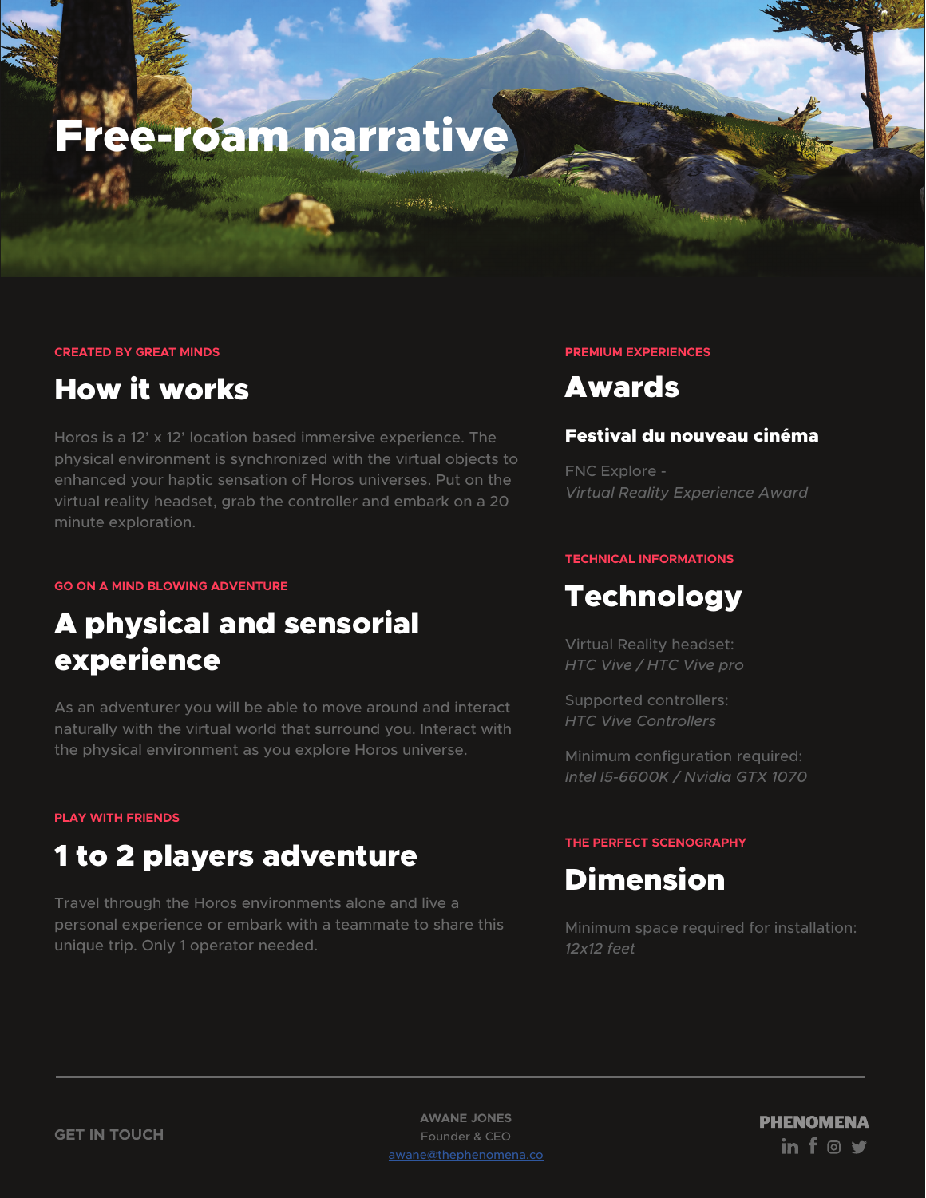# Free-roam narrative

CREATED BY GREAT MINDS

## How it works

Horos is a 12' x 12' location based immersive experience. The physical environment is synchronized with the virtual objects to enhanced your haptic sensation of Horos universes. Put on the virtual reality headset, grab the controller and embark on a 20 minute exploration.

GO ON A MIND BLOWING ADVENTURE

## A physical and sensorial experience

As an adventurer you will be able to move around and interact naturally with the virtual world that surround you. Interact with the physical environment as you explore Horos universe.

PLAY WITH FRIENDS

## 1 to 2 players adventure

Travel through the Horos environments alone and live a personal experience or embark with a teammate to share this unique trip. Only 1 operator needed.

PREMIUM EXPERIENCES

## Awards

### Festival du nouveau cinéma

FNC Explore -
*Virtual Reality Experience Award*

TECHNICAL INFORMATIONS

## Technology

Virtual Reality headset:
*HTC Vive / HTC Vive pro*

Supported controllers:
*HTC Vive Controllers*

Minimum configuration required:
*Intel I5-6600K / Nvidia GTX 1070*

THE PERFECT SCENOGRAPHY

## Dimension

Minimum space required for installation:
*12x12 feet*

---

GET IN TOUCH

**AWANE JONES**
Founder & CEO
awane@thephenomena.co

**PHENOMENA**